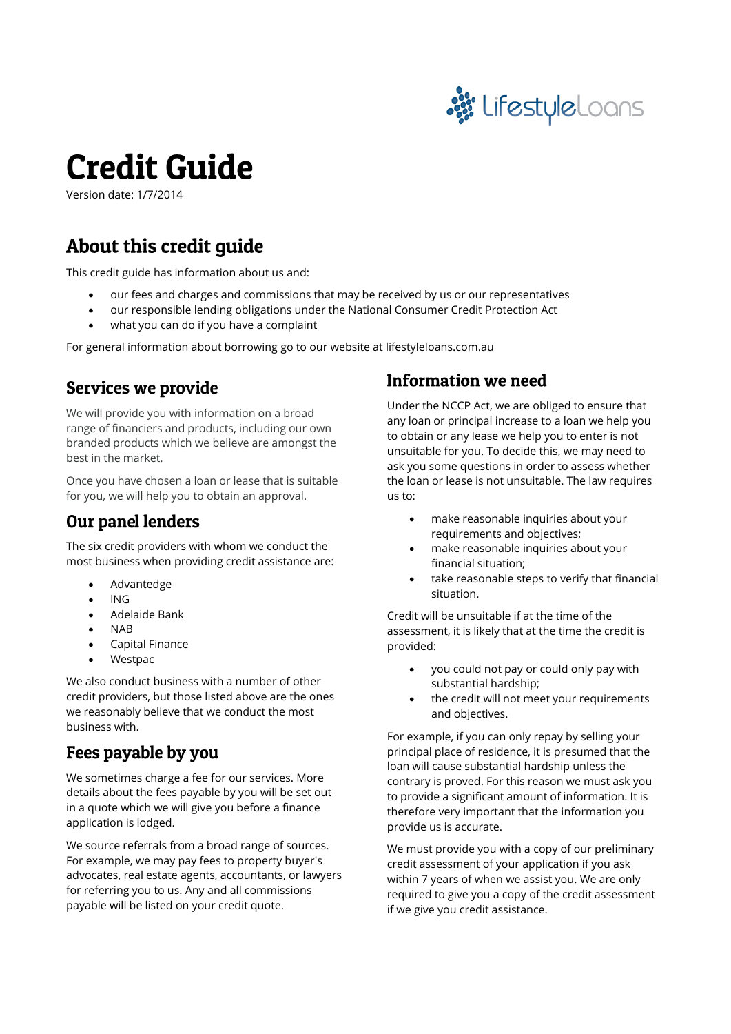LifestyleLoans

# Credit Guide

Version date: 1/7/2014

## About this credit guide

This credit guide has information about us and:

- our fees and charges and commissions that may be received by us or our representatives
- our responsible lending obligations under the National Consumer Credit Protection Act
- what you can do if you have a complaint

For general information about borrowing go to our website at lifestyleloans.com.au

### Services we provide

We will provide you with information on a broad range of financiers and products, including our own branded products which we believe are amongst the best in the market.

Once you have chosen a loan or lease that is suitable for you, we will help you to obtain an approval.

### Our panel lenders

The six credit providers with whom we conduct the most business when providing credit assistance are:

- Advantedge
- ING
- Adelaide Bank
- NAB
- Capital Finance
- Westpac

We also conduct business with a number of other credit providers, but those listed above are the ones we reasonably believe that we conduct the most business with.

### Fees payable by you

We sometimes charge a fee for our services. More details about the fees payable by you will be set out in a quote which we will give you before a finance application is lodged.

We source referrals from a broad range of sources. For example, we may pay fees to property buyer's advocates, real estate agents, accountants, or lawyers for referring you to us. Any and all commissions payable will be listed on your credit quote.

### Information we need

Under the NCCP Act, we are obliged to ensure that any loan or principal increase to a loan we help you to obtain or any lease we help you to enter is not unsuitable for you. To decide this, we may need to ask you some questions in order to assess whether the loan or lease is not unsuitable. The law requires us to:

- make reasonable inquiries about your requirements and objectives;
- make reasonable inquiries about your financial situation;
- take reasonable steps to verify that financial situation.

Credit will be unsuitable if at the time of the assessment, it is likely that at the time the credit is provided:

- you could not pay or could only pay with substantial hardship;
- the credit will not meet your requirements and objectives.

For example, if you can only repay by selling your principal place of residence, it is presumed that the loan will cause substantial hardship unless the contrary is proved. For this reason we must ask you to provide a significant amount of information. It is therefore very important that the information you provide us is accurate.

We must provide you with a copy of our preliminary credit assessment of your application if you ask within 7 years of when we assist you. We are only required to give you a copy of the credit assessment if we give you credit assistance.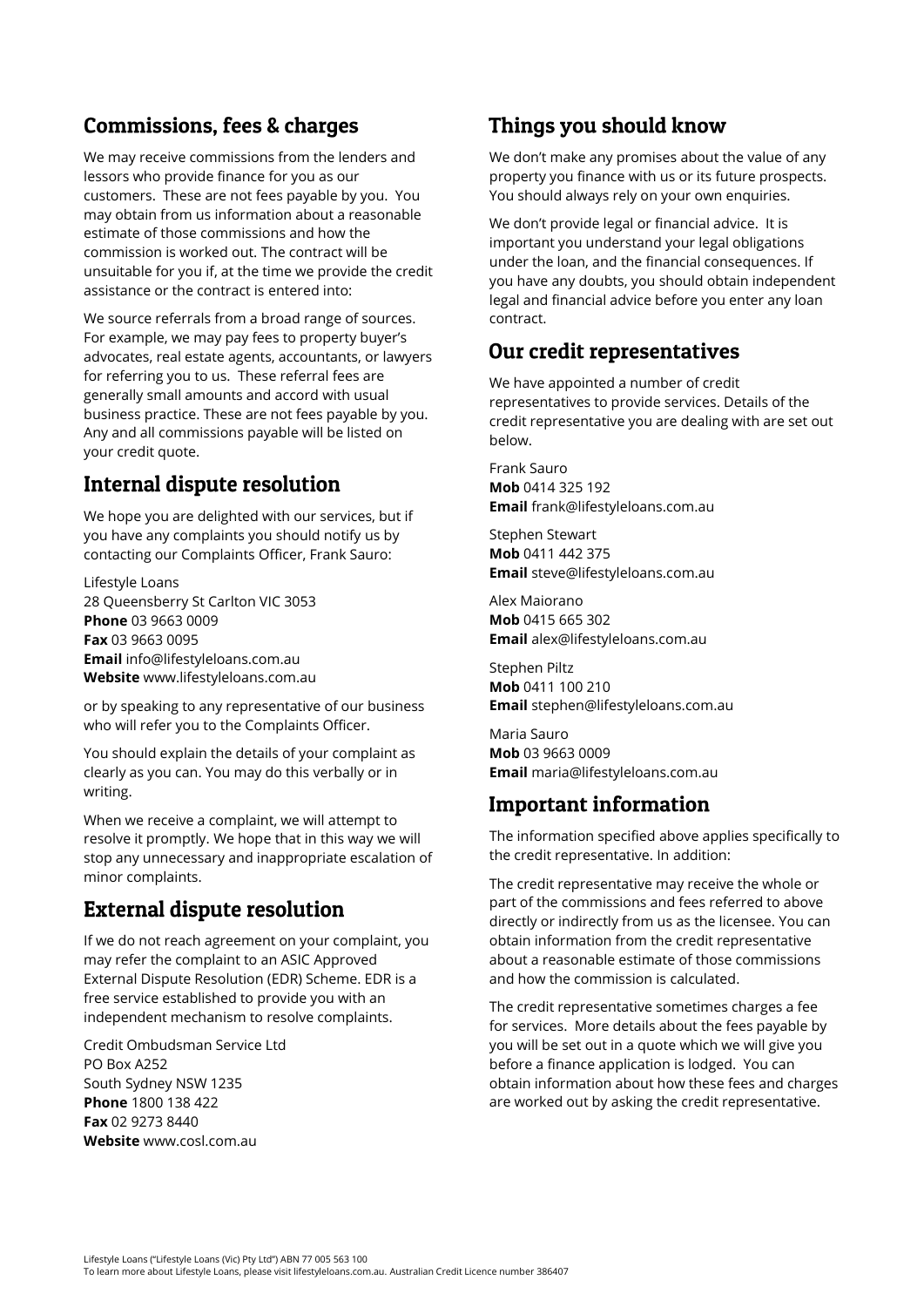## Commissions, fees & charges

We may receive commissions from the lenders and lessors who provide finance for you as our customers. These are not fees payable by you. You may obtain from us information about a reasonable estimate of those commissions and how the commission is worked out. The contract will be unsuitable for you if, at the time we provide the credit assistance or the contract is entered into:

We source referrals from a broad range of sources. For example, we may pay fees to property buyer's advocates, real estate agents, accountants, or lawyers for referring you to us. These referral fees are generally small amounts and accord with usual business practice. These are not fees payable by you. Any and all commissions payable will be listed on your credit quote.

## Internal dispute resolution

We hope you are delighted with our services, but if you have any complaints you should notify us by contacting our Complaints Officer, Frank Sauro:

Lifestyle Loans
28 Queensberry St Carlton VIC 3053
**Phone** 03 9663 0009
**Fax** 03 9663 0095
**Email** info@lifestyleloans.com.au
**Website** www.lifestyleloans.com.au

or by speaking to any representative of our business who will refer you to the Complaints Officer.

You should explain the details of your complaint as clearly as you can. You may do this verbally or in writing.

When we receive a complaint, we will attempt to resolve it promptly. We hope that in this way we will stop any unnecessary and inappropriate escalation of minor complaints.

## External dispute resolution

If we do not reach agreement on your complaint, you may refer the complaint to an ASIC Approved External Dispute Resolution (EDR) Scheme. EDR is a free service established to provide you with an independent mechanism to resolve complaints.

Credit Ombudsman Service Ltd
PO Box A252
South Sydney NSW 1235
**Phone** 1800 138 422
**Fax** 02 9273 8440
**Website** www.cosl.com.au

## Things you should know

We don't make any promises about the value of any property you finance with us or its future prospects. You should always rely on your own enquiries.

We don't provide legal or financial advice. It is important you understand your legal obligations under the loan, and the financial consequences. If you have any doubts, you should obtain independent legal and financial advice before you enter any loan contract.

## Our credit representatives

We have appointed a number of credit representatives to provide services. Details of the credit representative you are dealing with are set out below.

Frank Sauro
**Mob** 0414 325 192
**Email** frank@lifestyleloans.com.au

Stephen Stewart
**Mob** 0411 442 375
**Email** steve@lifestyleloans.com.au

Alex Maiorano
**Mob** 0415 665 302
**Email** alex@lifestyleloans.com.au

Stephen Piltz
**Mob** 0411 100 210
**Email** stephen@lifestyleloans.com.au

Maria Sauro
**Mob** 03 9663 0009
**Email** maria@lifestyleloans.com.au

## Important information

The information specified above applies specifically to the credit representative. In addition:

The credit representative may receive the whole or part of the commissions and fees referred to above directly or indirectly from us as the licensee. You can obtain information from the credit representative about a reasonable estimate of those commissions and how the commission is calculated.

The credit representative sometimes charges a fee for services. More details about the fees payable by you will be set out in a quote which we will give you before a finance application is lodged. You can obtain information about how these fees and charges are worked out by asking the credit representative.

Lifestyle Loans ("Lifestyle Loans (Vic) Pty Ltd") ABN 77 005 563 100
To learn more about Lifestyle Loans, please visit lifestyleloans.com.au. Australian Credit Licence number 386407